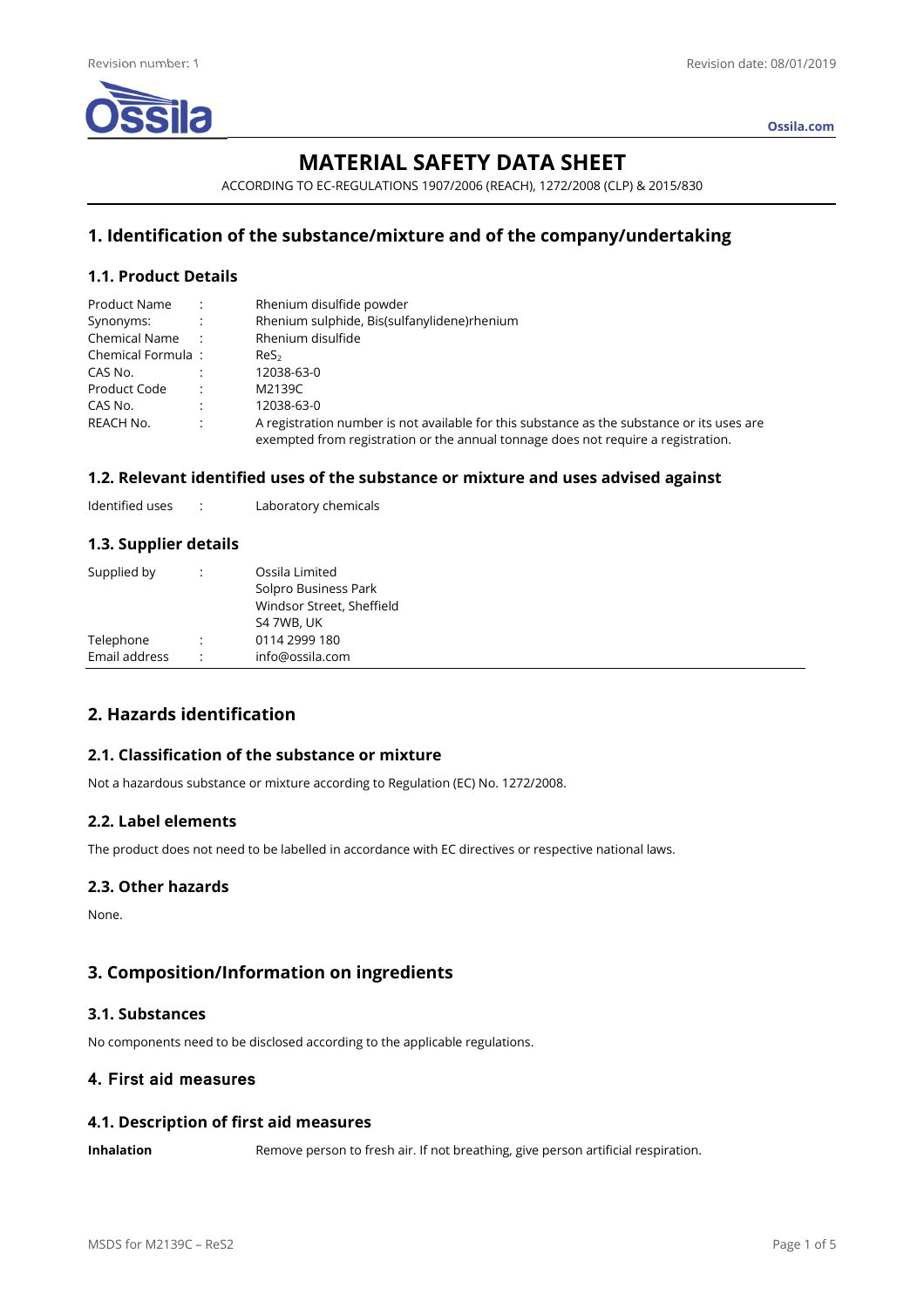Revision number: 1

Revision date: 08/01/2019

Ossila.com

# MATERIAL SAFETY DATA SHEET

ACCORDING TO EC-REGULATIONS 1907/2006 (REACH), 1272/2008 (CLP) & 2015/830

## 1. Identification of the substance/mixture and of the company/undertaking

### 1.1. Product Details

| | | |
|---|---|---|
| Product Name | : | Rhenium disulfide powder |
| Synonyms: | : | Rhenium sulphide, Bis(sulfanylidene)rhenium |
| Chemical Name | : | Rhenium disulfide |
| Chemical Formula | : | $ReS_2$ |
| CAS No. | : | 12038-63-0 |
| Product Code | : | M2139C |
| CAS No. | : | 12038-63-0 |
| REACH No. | : | A registration number is not available for this substance as the substance or its uses are exempted from registration or the annual tonnage does not require a registration. |

### 1.2. Relevant identified uses of the substance or mixture and uses advised against

| | | |
|---|---|---|
| Identified uses | : | Laboratory chemicals |

### 1.3. Supplier details

| | | |
|---|---|---|
| Supplied by | : | Ossila Limited<br>Solpro Business Park<br>Windsor Street, Sheffield<br>S4 7WB, UK |
| Telephone | : | 0114 2999 180 |
| Email address | : | info@ossila.com |

## 2. Hazards identification

### 2.1. Classification of the substance or mixture

Not a hazardous substance or mixture according to Regulation (EC) No. 1272/2008.

### 2.2. Label elements

The product does not need to be labelled in accordance with EC directives or respective national laws.

### 2.3. Other hazards

None.

## 3. Composition/Information on ingredients

### 3.1. Substances

No components need to be disclosed according to the applicable regulations.

## 4. First aid measures

### 4.1. Description of first aid measures

**Inhalation** Remove person to fresh air. If not breathing, give person artificial respiration.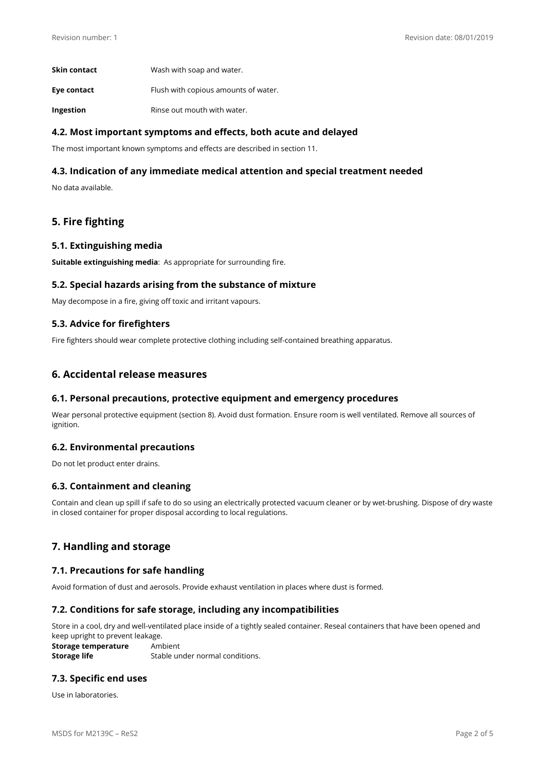**Skin contact** Wash with soap and water.

**Eye contact** Flush with copious amounts of water.

**Ingestion** Rinse out mouth with water.

### 4.2. Most important symptoms and effects, both acute and delayed

The most important known symptoms and effects are described in section 11.

### 4.3. Indication of any immediate medical attention and special treatment needed

No data available.

## 5. Fire fighting

### 5.1. Extinguishing media

**Suitable extinguishing media**: As appropriate for surrounding fire.

### 5.2. Special hazards arising from the substance of mixture

May decompose in a fire, giving off toxic and irritant vapours.

### 5.3. Advice for firefighters

Fire fighters should wear complete protective clothing including self-contained breathing apparatus.

## 6. Accidental release measures

### 6.1. Personal precautions, protective equipment and emergency procedures

Wear personal protective equipment (section 8). Avoid dust formation. Ensure room is well ventilated. Remove all sources of ignition.

### 6.2. Environmental precautions

Do not let product enter drains.

### 6.3. Containment and cleaning

Contain and clean up spill if safe to do so using an electrically protected vacuum cleaner or by wet-brushing. Dispose of dry waste in closed container for proper disposal according to local regulations.

## 7. Handling and storage

### 7.1. Precautions for safe handling

Avoid formation of dust and aerosols. Provide exhaust ventilation in places where dust is formed.

### 7.2. Conditions for safe storage, including any incompatibilities

Store in a cool, dry and well-ventilated place inside of a tightly sealed container. Reseal containers that have been opened and keep upright to prevent leakage.

**Storage temperature** Ambient

**Storage life** Stable under normal conditions.

### 7.3. Specific end uses

Use in laboratories.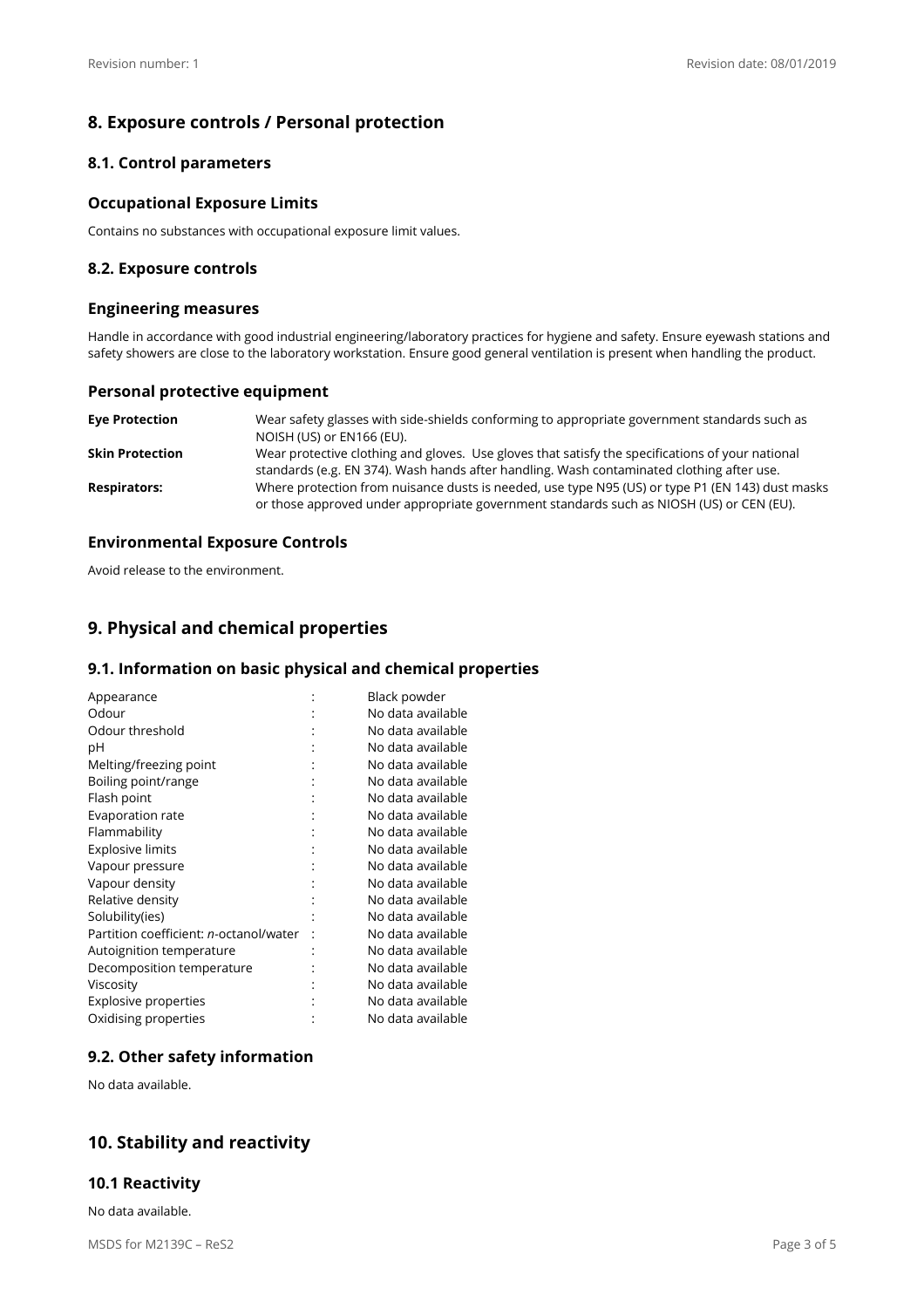## 8. Exposure controls / Personal protection

### 8.1. Control parameters

### Occupational Exposure Limits

Contains no substances with occupational exposure limit values.

### 8.2. Exposure controls

### Engineering measures

Handle in accordance with good industrial engineering/laboratory practices for hygiene and safety. Ensure eyewash stations and safety showers are close to the laboratory workstation. Ensure good general ventilation is present when handling the product.

### Personal protective equipment

| | |
|---|---|
| **Eye Protection** | Wear safety glasses with side-shields conforming to appropriate government standards such as NOISH (US) or EN166 (EU). |
| **Skin Protection** | Wear protective clothing and gloves. Use gloves that satisfy the specifications of your national standards (e.g. EN 374). Wash hands after handling. Wash contaminated clothing after use. |
| **Respirators:** | Where protection from nuisance dusts is needed, use type N95 (US) or type P1 (EN 143) dust masks or those approved under appropriate government standards such as NIOSH (US) or CEN (EU). |

### Environmental Exposure Controls

Avoid release to the environment.

## 9. Physical and chemical properties

### 9.1. Information on basic physical and chemical properties

| | | |
|---|---|---|
| Appearance | : | Black powder |
| Odour | : | No data available |
| Odour threshold | : | No data available |
| pH | : | No data available |
| Melting/freezing point | : | No data available |
| Boiling point/range | : | No data available |
| Flash point | : | No data available |
| Evaporation rate | : | No data available |
| Flammability | : | No data available |
| Explosive limits | : | No data available |
| Vapour pressure | : | No data available |
| Vapour density | : | No data available |
| Relative density | : | No data available |
| Solubility(ies) | : | No data available |
| Partition coefficient: *n*-octanol/water | : | No data available |
| Autoignition temperature | : | No data available |
| Decomposition temperature | : | No data available |
| Viscosity | : | No data available |
| Explosive properties | : | No data available |
| Oxidising properties | : | No data available |

### 9.2. Other safety information

No data available.

## 10. Stability and reactivity

### 10.1 Reactivity

No data available.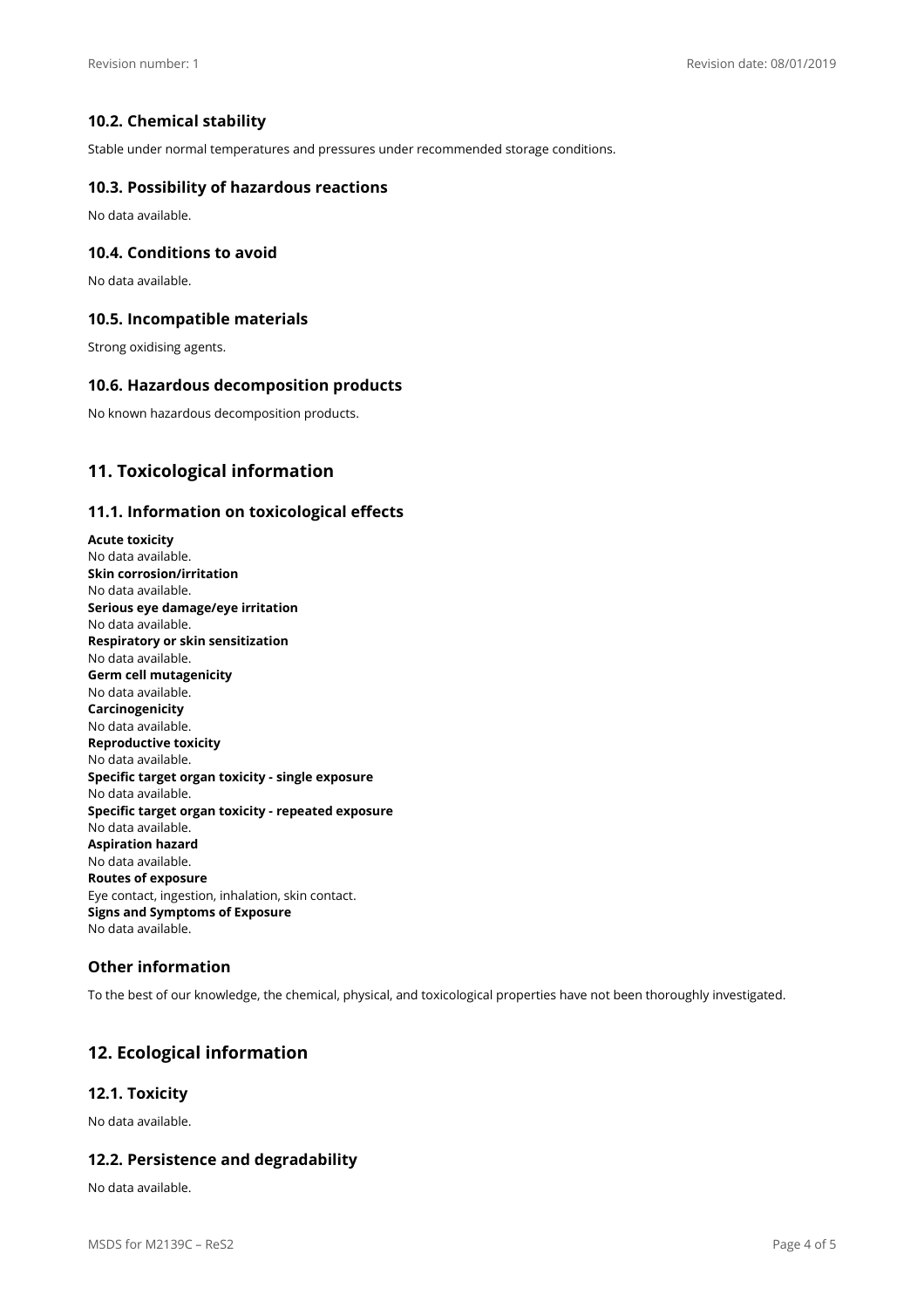### 10.2. Chemical stability

Stable under normal temperatures and pressures under recommended storage conditions.

### 10.3. Possibility of hazardous reactions

No data available.

### 10.4. Conditions to avoid

No data available.

### 10.5. Incompatible materials

Strong oxidising agents.

### 10.6. Hazardous decomposition products

No known hazardous decomposition products.

## 11. Toxicological information

### 11.1. Information on toxicological effects

**Acute toxicity**
No data available.
**Skin corrosion/irritation**
No data available.
**Serious eye damage/eye irritation**
No data available.
**Respiratory or skin sensitization**
No data available.
**Germ cell mutagenicity**
No data available.
**Carcinogenicity**
No data available.
**Reproductive toxicity**
No data available.
**Specific target organ toxicity - single exposure**
No data available.
**Specific target organ toxicity - repeated exposure**
No data available.
**Aspiration hazard**
No data available.
**Routes of exposure**
Eye contact, ingestion, inhalation, skin contact.
**Signs and Symptoms of Exposure**
No data available.

### Other information

To the best of our knowledge, the chemical, physical, and toxicological properties have not been thoroughly investigated.

## 12. Ecological information

### 12.1. Toxicity

No data available.

### 12.2. Persistence and degradability

No data available.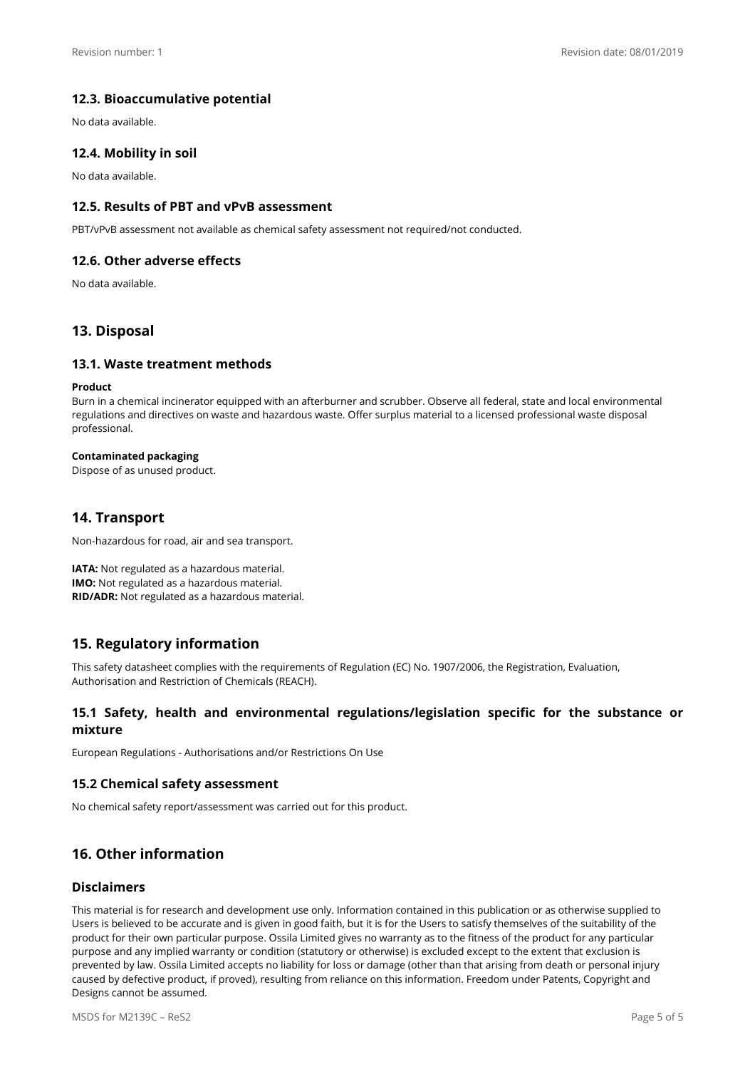### 12.3. Bioaccumulative potential

No data available.

### 12.4. Mobility in soil

No data available.

### 12.5. Results of PBT and vPvB assessment

PBT/vPvB assessment not available as chemical safety assessment not required/not conducted.

### 12.6. Other adverse effects

No data available.

## 13. Disposal

### 13.1. Waste treatment methods

**Product**

Burn in a chemical incinerator equipped with an afterburner and scrubber. Observe all federal, state and local environmental regulations and directives on waste and hazardous waste. Offer surplus material to a licensed professional waste disposal professional.

**Contaminated packaging**

Dispose of as unused product.

## 14. Transport

Non-hazardous for road, air and sea transport.

**IATA:** Not regulated as a hazardous material.
**IMO:** Not regulated as a hazardous material.
**RID/ADR:** Not regulated as a hazardous material.

## 15. Regulatory information

This safety datasheet complies with the requirements of Regulation (EC) No. 1907/2006, the Registration, Evaluation, Authorisation and Restriction of Chemicals (REACH).

### 15.1 Safety, health and environmental regulations/legislation specific for the substance or mixture

European Regulations - Authorisations and/or Restrictions On Use

### 15.2 Chemical safety assessment

No chemical safety report/assessment was carried out for this product.

## 16. Other information

### Disclaimers

This material is for research and development use only. Information contained in this publication or as otherwise supplied to Users is believed to be accurate and is given in good faith, but it is for the Users to satisfy themselves of the suitability of the product for their own particular purpose. Ossila Limited gives no warranty as to the fitness of the product for any particular purpose and any implied warranty or condition (statutory or otherwise) is excluded except to the extent that exclusion is prevented by law. Ossila Limited accepts no liability for loss or damage (other than that arising from death or personal injury caused by defective product, if proved), resulting from reliance on this information. Freedom under Patents, Copyright and Designs cannot be assumed.